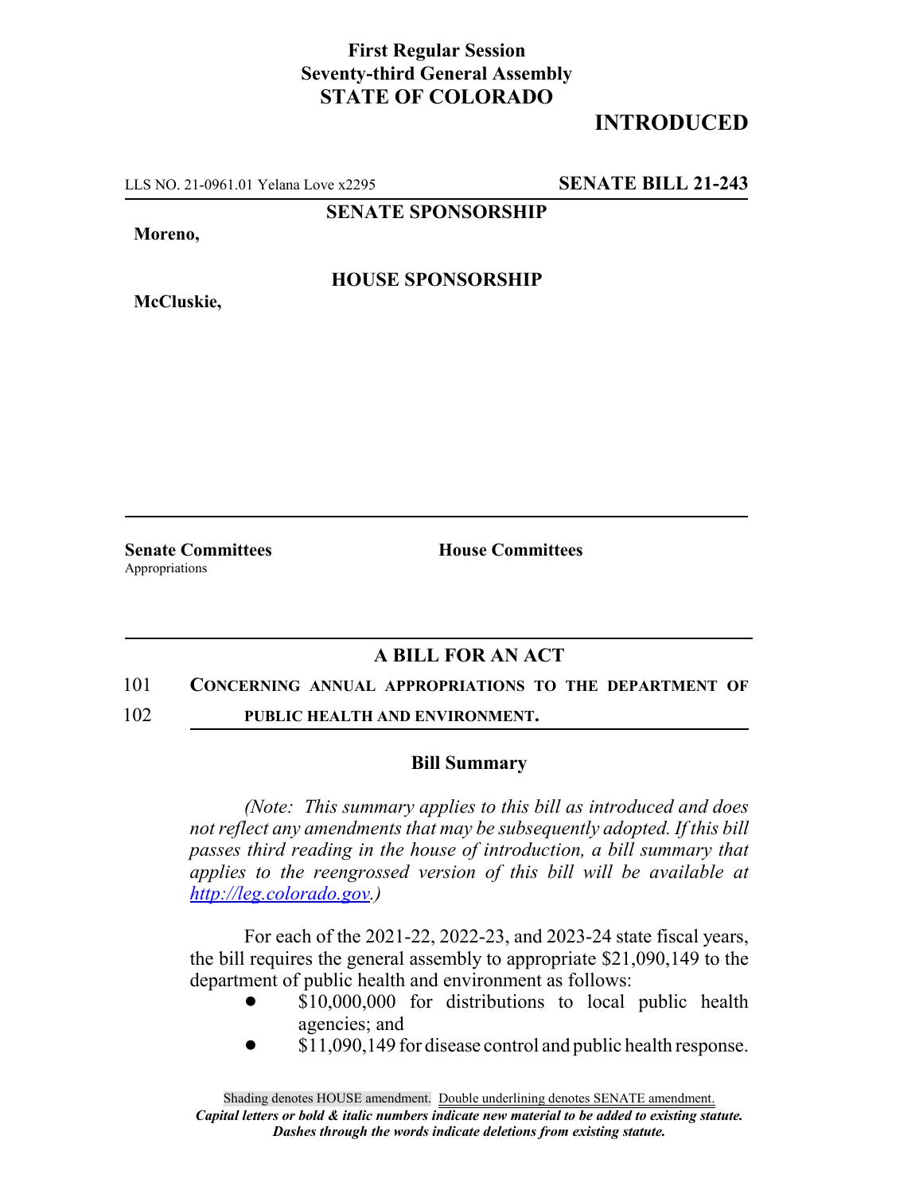**First Regular Session**
**Seventy-third General Assembly**
**STATE OF COLORADO**

# INTRODUCED

LLS NO. 21-0961.01 Yelana Love x2295 **SENATE BILL 21-243**

**SENATE SPONSORSHIP**

**Moreno,**

**HOUSE SPONSORSHIP**

**McCluskie,**

**Senate Committees**
Appropriations

**House Committees**

## A BILL FOR AN ACT

101 **CONCERNING ANNUAL APPROPRIATIONS TO THE DEPARTMENT OF**
102 **PUBLIC HEALTH AND ENVIRONMENT.**

### Bill Summary

*(Note: This summary applies to this bill as introduced and does not reflect any amendments that may be subsequently adopted. If this bill passes third reading in the house of introduction, a bill summary that applies to the reengrossed version of this bill will be available at http://leg.colorado.gov.)*

For each of the 2021-22, 2022-23, and 2023-24 state fiscal years, the bill requires the general assembly to appropriate $21,090,149 to the department of public health and environment as follows:

- $10,000,000 for distributions to local public health agencies; and
- $11,090,149 for disease control and public health response.

Shading denotes HOUSE amendment. Double underlining denotes SENATE amendment.
*Capital letters or bold & italic numbers indicate new material to be added to existing statute.*
*Dashes through the words indicate deletions from existing statute.*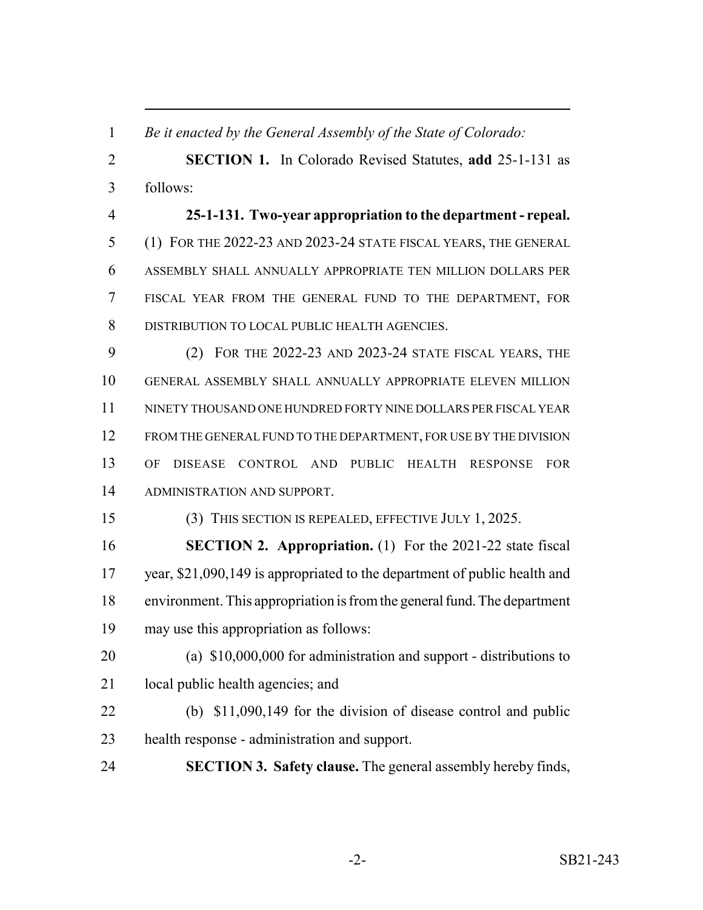*Be it enacted by the General Assembly of the State of Colorado:*

**SECTION 1.** In Colorado Revised Statutes, **add** 25-1-131 as follows:

**25-1-131. Two-year appropriation to the department - repeal.** (1) FOR THE 2022-23 AND 2023-24 STATE FISCAL YEARS, THE GENERAL ASSEMBLY SHALL ANNUALLY APPROPRIATE TEN MILLION DOLLARS PER FISCAL YEAR FROM THE GENERAL FUND TO THE DEPARTMENT, FOR DISTRIBUTION TO LOCAL PUBLIC HEALTH AGENCIES.

(2) FOR THE 2022-23 AND 2023-24 STATE FISCAL YEARS, THE GENERAL ASSEMBLY SHALL ANNUALLY APPROPRIATE ELEVEN MILLION NINETY THOUSAND ONE HUNDRED FORTY NINE DOLLARS PER FISCAL YEAR FROM THE GENERAL FUND TO THE DEPARTMENT, FOR USE BY THE DIVISION OF DISEASE CONTROL AND PUBLIC HEALTH RESPONSE FOR ADMINISTRATION AND SUPPORT.

(3) THIS SECTION IS REPEALED, EFFECTIVE JULY 1, 2025.

**SECTION 2. Appropriation.** (1) For the 2021-22 state fiscal year, $21,090,149 is appropriated to the department of public health and environment. This appropriation is from the general fund. The department may use this appropriation as follows:

(a) $10,000,000 for administration and support - distributions to local public health agencies; and

(b) $11,090,149 for the division of disease control and public health response - administration and support.

**SECTION 3. Safety clause.** The general assembly hereby finds,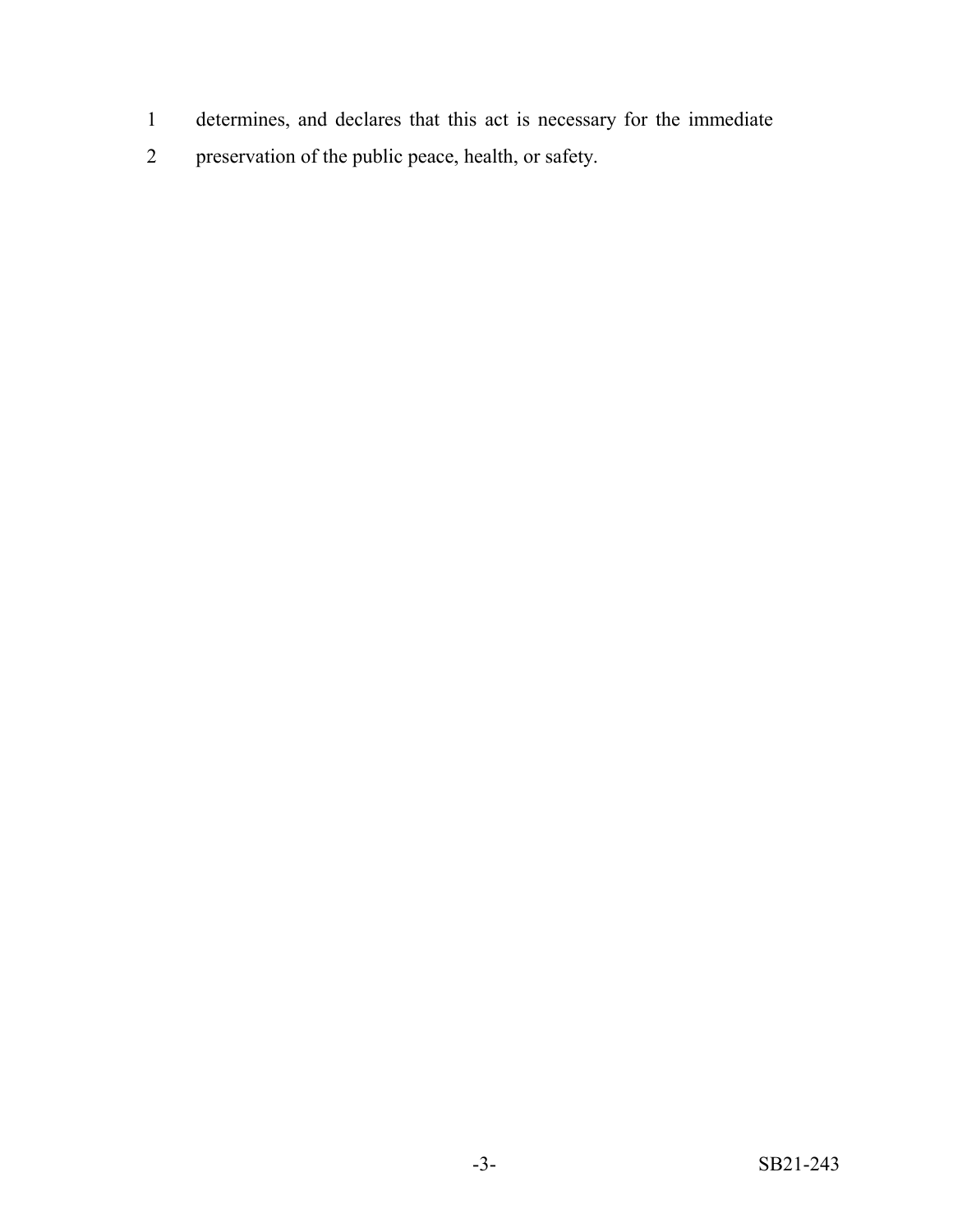determines, and declares that this act is necessary for the immediate preservation of the public peace, health, or safety.